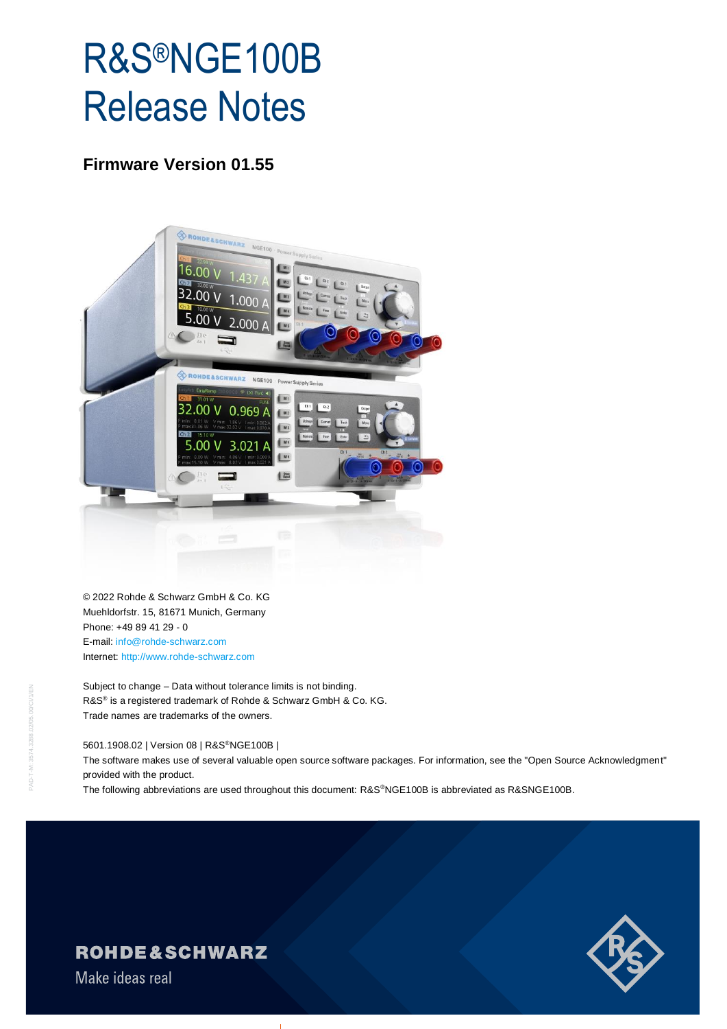# R&S®NGE100B Release Notes

## Firmware Version 01.55

© 2022 Rohde & Schwarz GmbH & Co. KG
Muehldorfstr. 15, 81671 Munich, Germany
Phone: +49 89 41 29 - 0
E-mail: info@rohde-schwarz.com
Internet: http://www.rohde-schwarz.com

Subject to change – Data without tolerance limits is not binding.
R&S® is a registered trademark of Rohde & Schwarz GmbH & Co. KG.
Trade names are trademarks of the owners.

5601.1908.02 | Version 08 | R&S®NGE100B |

The software makes use of several valuable open source software packages. For information, see the "Open Source Acknowledgment" provided with the product.

The following abbreviations are used throughout this document: R&S®NGE100B is abbreviated as R&SNGE100B.

ROHDE&SCHWARZ
Make ideas real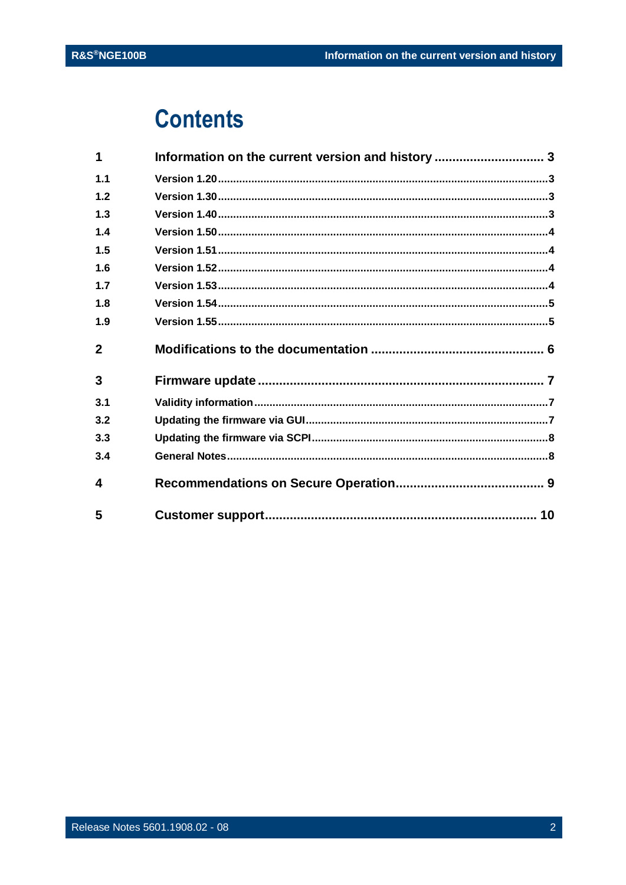# Contents

| | | |
|---|---|---|
| **1** | **Information on the current version and history** | **3** |
| 1.1 | Version 1.20 | 3 |
| 1.2 | Version 1.30 | 3 |
| 1.3 | Version 1.40 | 3 |
| 1.4 | Version 1.50 | 4 |
| 1.5 | Version 1.51 | 4 |
| 1.6 | Version 1.52 | 4 |
| 1.7 | Version 1.53 | 4 |
| 1.8 | Version 1.54 | 5 |
| 1.9 | Version 1.55 | 5 |
| **2** | **Modifications to the documentation** | **6** |
| **3** | **Firmware update** | **7** |
| 3.1 | Validity information | 7 |
| 3.2 | Updating the firmware via GUI | 7 |
| 3.3 | Updating the firmware via SCPI | 8 |
| 3.4 | General Notes | 8 |
| **4** | **Recommendations on Secure Operation** | **9** |
| **5** | **Customer support** | **10** |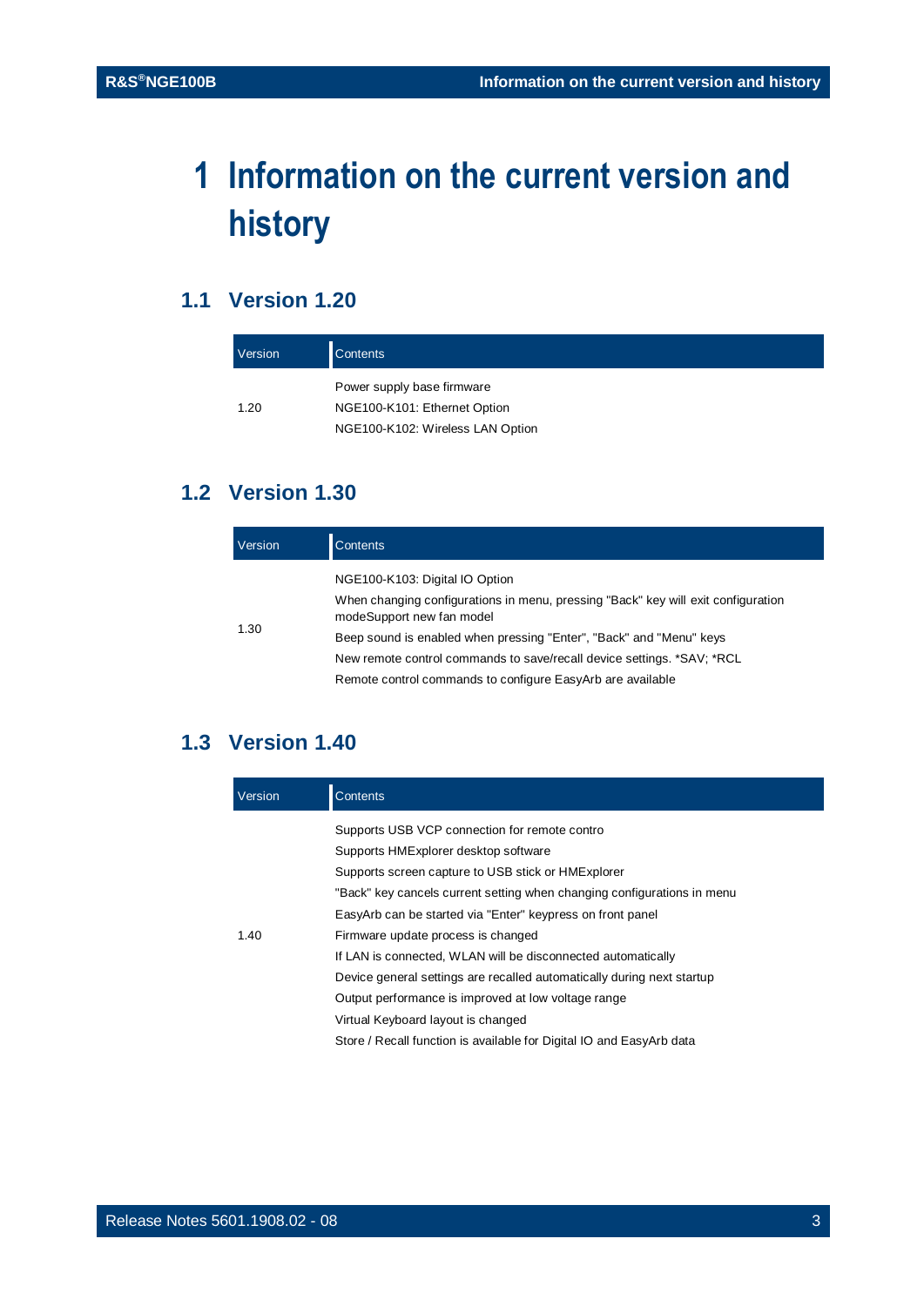# 1 Information on the current version and history

## 1.1 Version 1.20

| Version | Contents |
|---|---|
| 1.20 | Power supply base firmware<br>NGE100-K101: Ethernet Option<br>NGE100-K102: Wireless LAN Option |

## 1.2 Version 1.30

| Version | Contents |
|---|---|
| 1.30 | NGE100-K103: Digital IO Option<br>When changing configurations in menu, pressing "Back" key will exit configuration modeSupport new fan model<br>Beep sound is enabled when pressing "Enter", "Back" and "Menu" keys<br>New remote control commands to save/recall device settings. *SAV; *RCL<br>Remote control commands to configure EasyArb are available |

## 1.3 Version 1.40

| Version | Contents |
|---|---|
| 1.40 | Supports USB VCP connection for remote contro<br>Supports HMExplorer desktop software<br>Supports screen capture to USB stick or HMExplorer<br>"Back" key cancels current setting when changing configurations in menu<br>EasyArb can be started via "Enter" keypress on front panel<br>Firmware update process is changed<br>If LAN is connected, WLAN will be disconnected automatically<br>Device general settings are recalled automatically during next startup<br>Output performance is improved at low voltage range<br>Virtual Keyboard layout is changed<br>Store / Recall function is available for Digital IO and EasyArb data |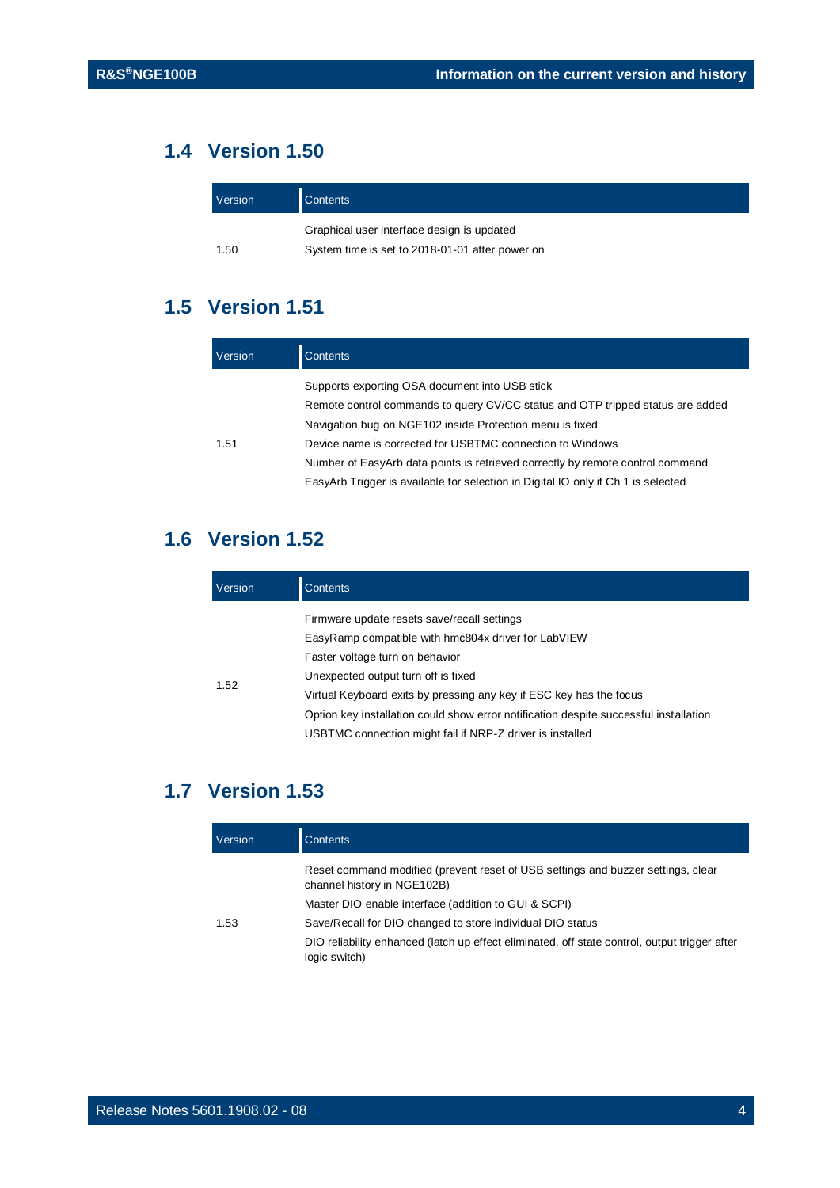## 1.4 Version 1.50

| Version | Contents |
|---|---|
| 1.50 | Graphical user interface design is updated<br>System time is set to 2018-01-01 after power on |

## 1.5 Version 1.51

| Version | Contents |
|---|---|
| 1.51 | Supports exporting OSA document into USB stick<br>Remote control commands to query CV/CC status and OTP tripped status are added<br>Navigation bug on NGE102 inside Protection menu is fixed<br>Device name is corrected for USBTMC connection to Windows<br>Number of EasyArb data points is retrieved correctly by remote control command<br>EasyArb Trigger is available for selection in Digital IO only if Ch 1 is selected |

## 1.6 Version 1.52

| Version | Contents |
|---|---|
| 1.52 | Firmware update resets save/recall settings<br>EasyRamp compatible with hmc804x driver for LabVIEW<br>Faster voltage turn on behavior<br>Unexpected output turn off is fixed<br>Virtual Keyboard exits by pressing any key if ESC key has the focus<br>Option key installation could show error notification despite successful installation<br>USBTMC connection might fail if NRP-Z driver is installed |

## 1.7 Version 1.53

| Version | Contents |
|---|---|
| 1.53 | Reset command modified (prevent reset of USB settings and buzzer settings, clear channel history in NGE102B)<br>Master DIO enable interface (addition to GUI & SCPI)<br>Save/Recall for DIO changed to store individual DIO status<br>DIO reliability enhanced (latch up effect eliminated, off state control, output trigger after logic switch) |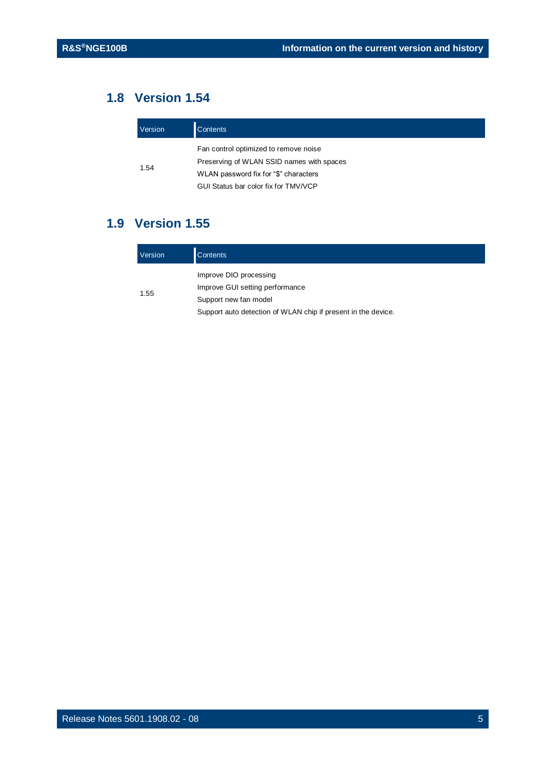## 1.8 Version 1.54

| Version | Contents |
|---|---|
| 1.54 | Fan control optimized to remove noise<br>Preserving of WLAN SSID names with spaces<br>WLAN password fix for "$" characters<br>GUI Status bar color fix for TMV/VCP |

## 1.9 Version 1.55

| Version | Contents |
|---|---|
| 1.55 | Improve DIO processing<br>Improve GUI setting performance<br>Support new fan model<br>Support auto detection of WLAN chip if present in the device. |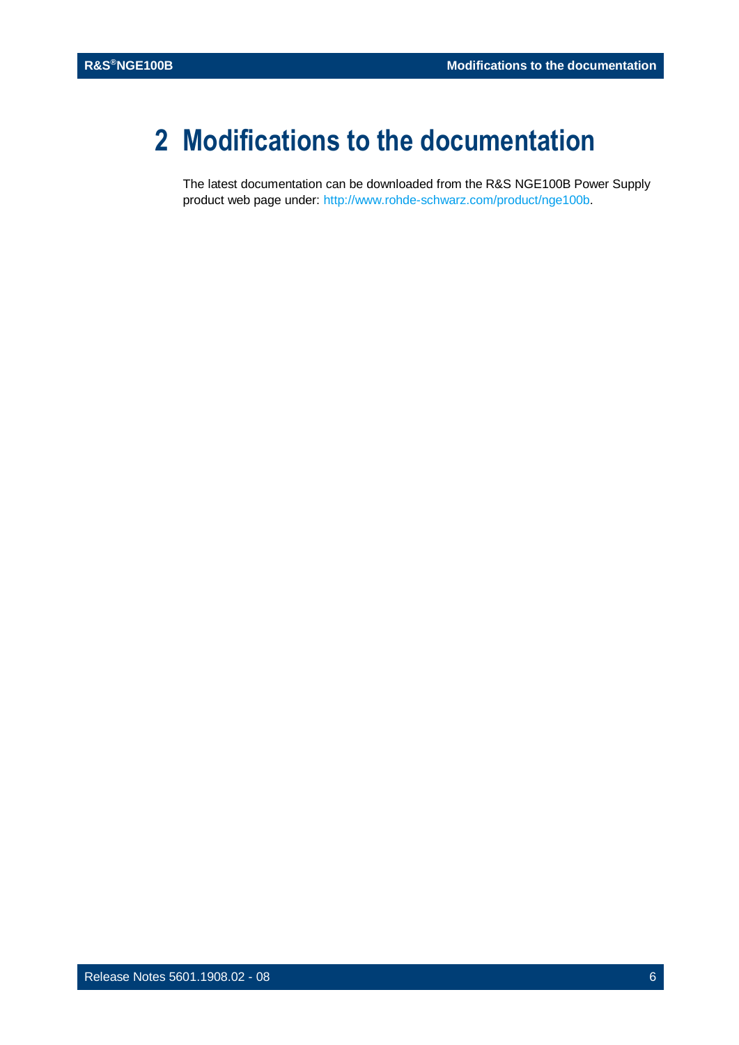# 2 Modifications to the documentation

The latest documentation can be downloaded from the R&S NGE100B Power Supply product web page under: http://www.rohde-schwarz.com/product/nge100b.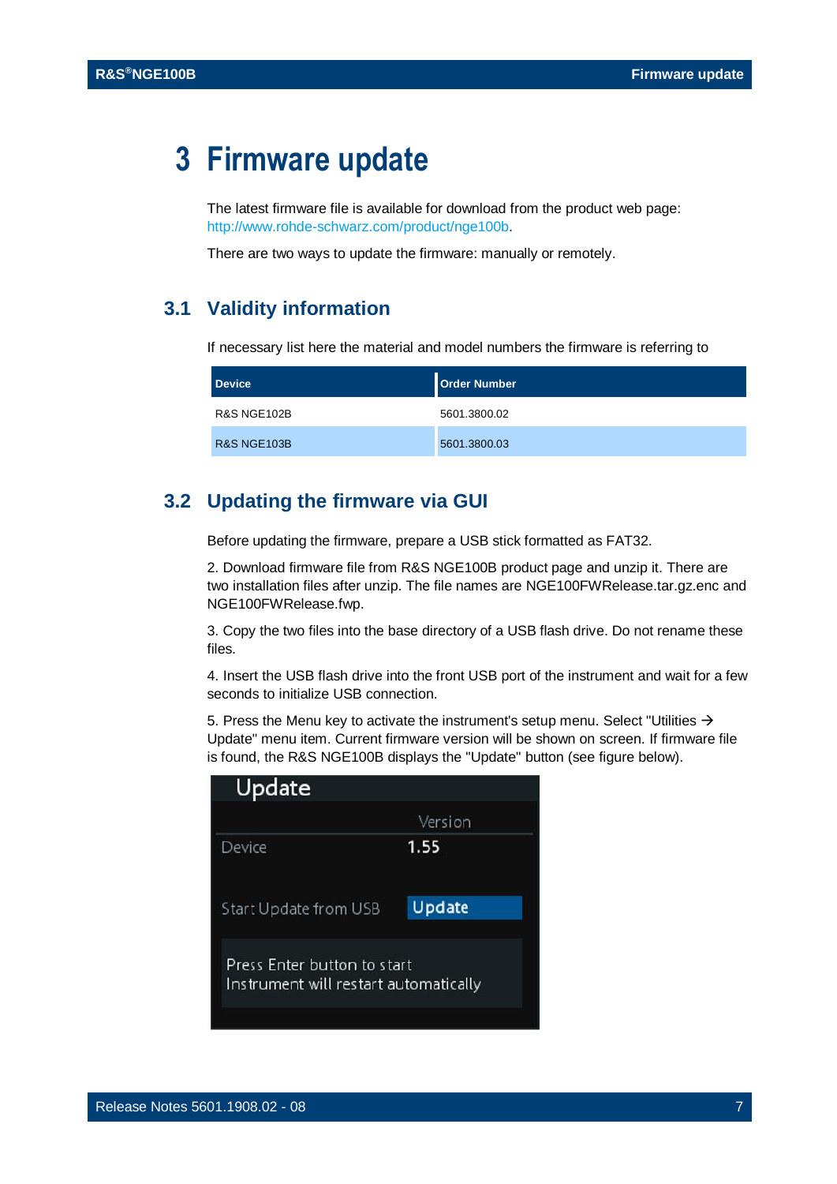# 3 Firmware update

The latest firmware file is available for download from the product web page: http://www.rohde-schwarz.com/product/nge100b.

There are two ways to update the firmware: manually or remotely.

## 3.1 Validity information

If necessary list here the material and model numbers the firmware is referring to

| Device | Order Number |
| --- | --- |
| R&S NGE102B | 5601.3800.02 |
| R&S NGE103B | 5601.3800.03 |

## 3.2 Updating the firmware via GUI

Before updating the firmware, prepare a USB stick formatted as FAT32.

2. Download firmware file from R&S NGE100B product page and unzip it. There are two installation files after unzip. The file names are NGE100FWRelease.tar.gz.enc and NGE100FWRelease.fwp.

3. Copy the two files into the base directory of a USB flash drive. Do not rename these files.

4. Insert the USB flash drive into the front USB port of the instrument and wait for a few seconds to initialize USB connection.

5. Press the Menu key to activate the instrument's setup menu. Select "Utilities → Update" menu item. Current firmware version will be shown on screen. If firmware file is found, the R&S NGE100B displays the "Update" button (see figure below).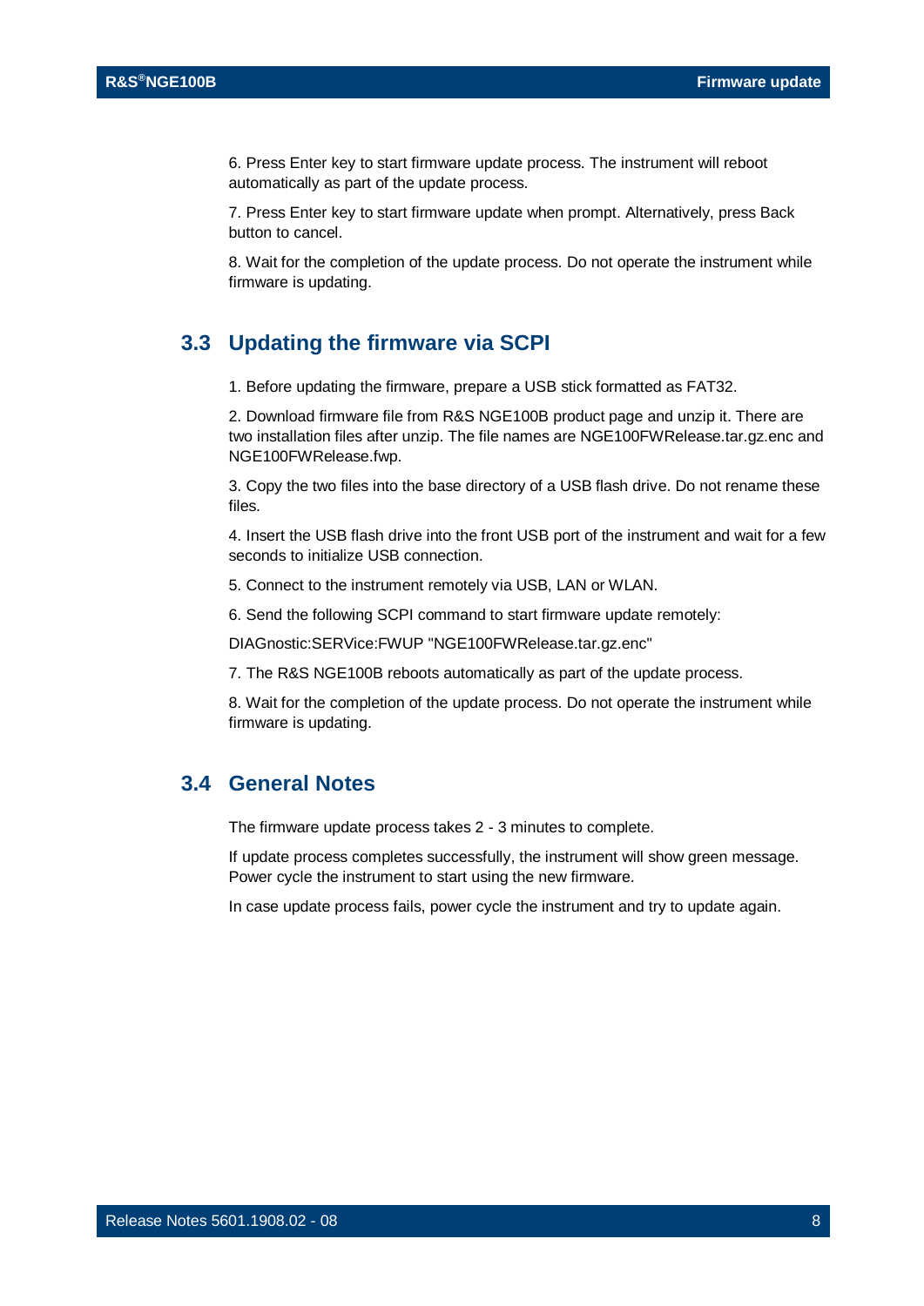6. Press Enter key to start firmware update process. The instrument will reboot automatically as part of the update process.

7. Press Enter key to start firmware update when prompt. Alternatively, press Back button to cancel.

8. Wait for the completion of the update process. Do not operate the instrument while firmware is updating.

## 3.3 Updating the firmware via SCPI

1. Before updating the firmware, prepare a USB stick formatted as FAT32.

2. Download firmware file from R&S NGE100B product page and unzip it. There are two installation files after unzip. The file names are NGE100FWRelease.tar.gz.enc and NGE100FWRelease.fwp.

3. Copy the two files into the base directory of a USB flash drive. Do not rename these files.

4. Insert the USB flash drive into the front USB port of the instrument and wait for a few seconds to initialize USB connection.

5. Connect to the instrument remotely via USB, LAN or WLAN.

6. Send the following SCPI command to start firmware update remotely:

DIAGnostic:SERVice:FWUP "NGE100FWRelease.tar.gz.enc"

7. The R&S NGE100B reboots automatically as part of the update process.

8. Wait for the completion of the update process. Do not operate the instrument while firmware is updating.

## 3.4 General Notes

The firmware update process takes 2 - 3 minutes to complete.

If update process completes successfully, the instrument will show green message. Power cycle the instrument to start using the new firmware.

In case update process fails, power cycle the instrument and try to update again.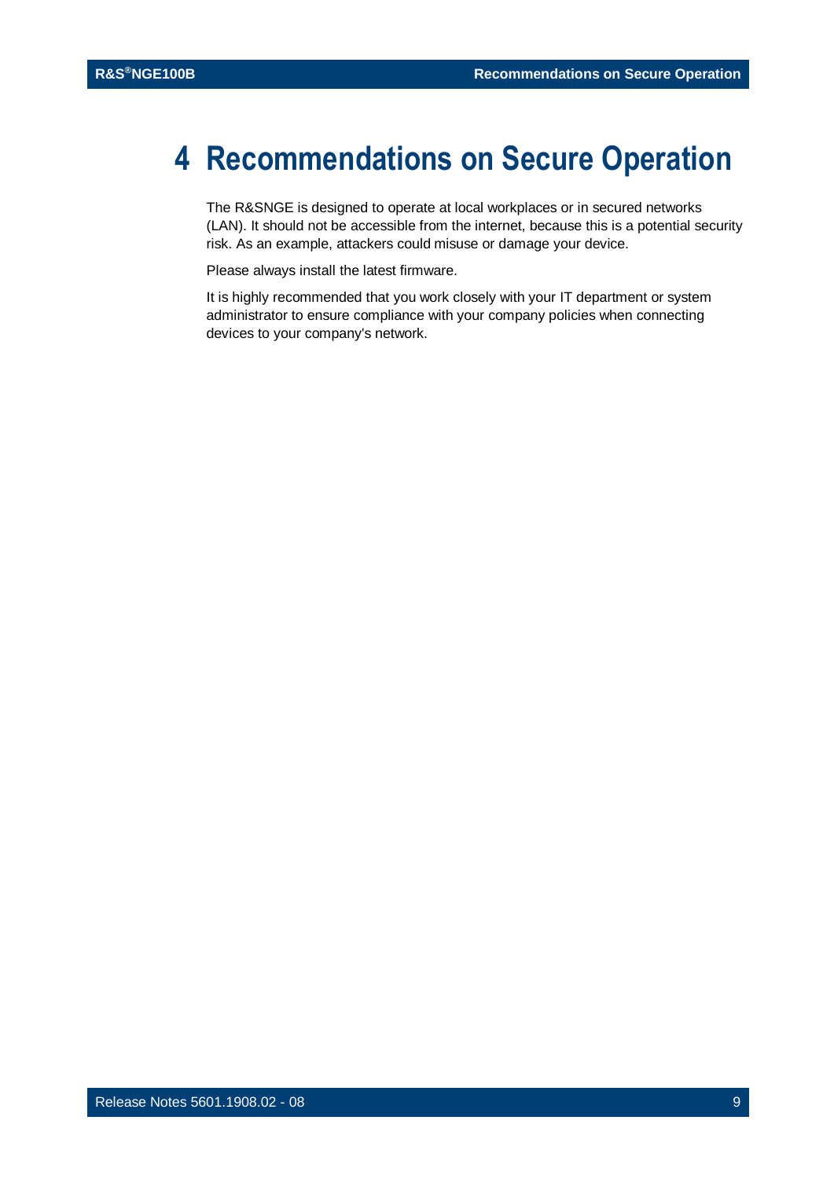# 4 Recommendations on Secure Operation

The R&SNGE is designed to operate at local workplaces or in secured networks (LAN). It should not be accessible from the internet, because this is a potential security risk. As an example, attackers could misuse or damage your device.

Please always install the latest firmware.

It is highly recommended that you work closely with your IT department or system administrator to ensure compliance with your company policies when connecting devices to your company's network.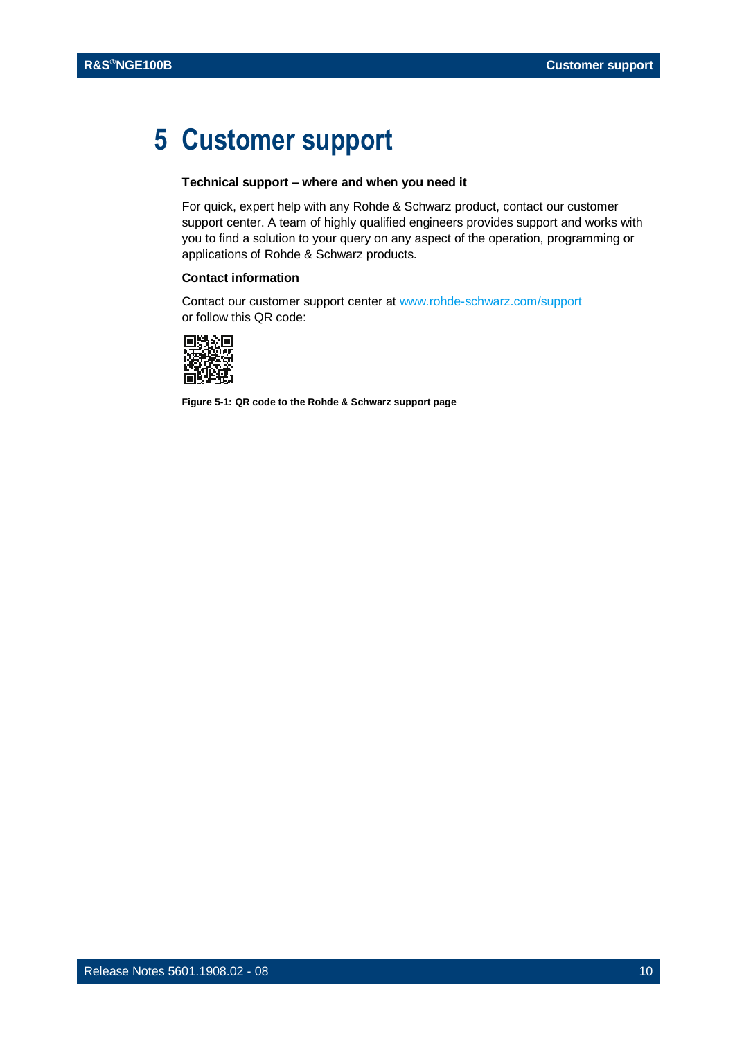# 5 Customer support

**Technical support – where and when you need it**

For quick, expert help with any Rohde & Schwarz product, contact our customer support center. A team of highly qualified engineers provides support and works with you to find a solution to your query on any aspect of the operation, programming or applications of Rohde & Schwarz products.

**Contact information**

Contact our customer support center at www.rohde-schwarz.com/support or follow this QR code:

**Figure 5-1: QR code to the Rohde & Schwarz support page**